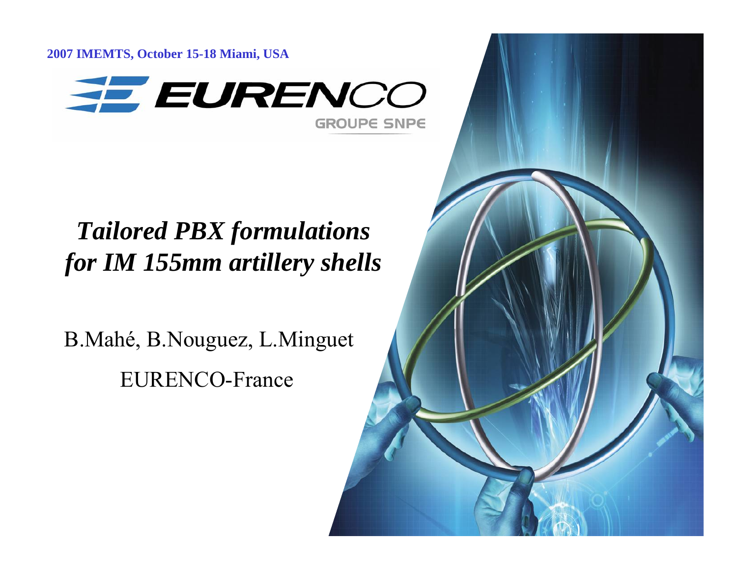2007 IMEMTS, October 15-18 Miami, USA

EURENCO
GROUPE SNPE

# *Tailored PBX formulations for IM 155mm artillery shells*

B.Mahé, B.Nouguez, L.Minguet

EURENCO-France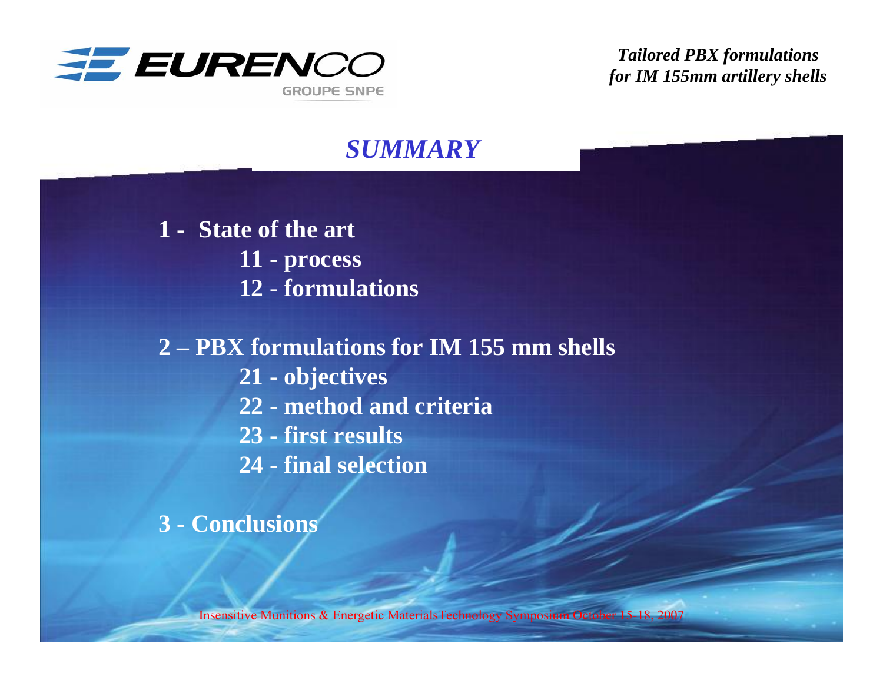## SUMMARY

**1 - State of the art**

- **11 - process**
- **12 - formulations**

**2 – PBX formulations for IM 155 mm shells**

- **21 - objectives**
- **22 - method and criteria**
- **23 - first results**
- **24 - final selection**

**3 - Conclusions**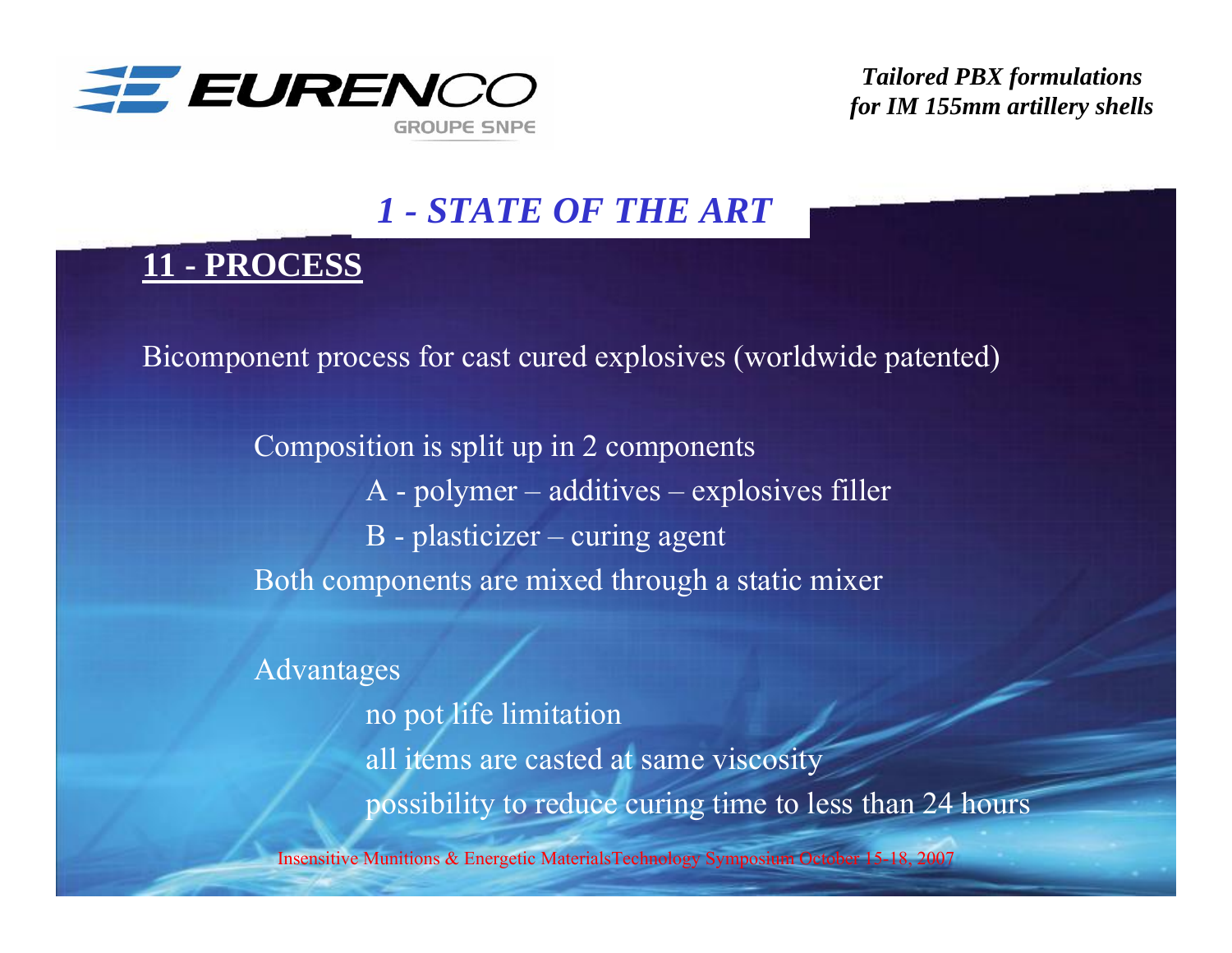# 1 - STATE OF THE ART

## 11 - PROCESS

Bicomponent process for cast cured explosives (worldwide patented)

Composition is split up in 2 components

- A - polymer – additives – explosives filler
- B - plasticizer – curing agent

Both components are mixed through a static mixer

Advantages

- no pot life limitation
- all items are casted at same viscosity
- possibility to reduce curing time to less than 24 hours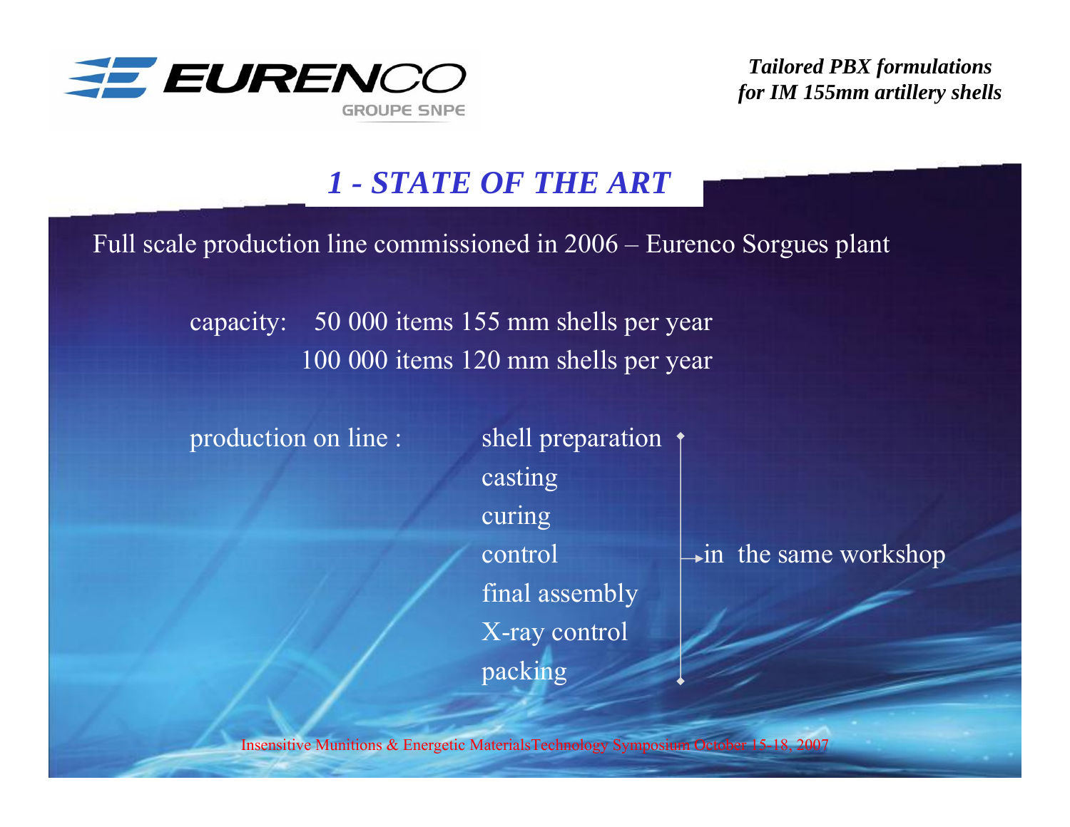## 1 - STATE OF THE ART

Full scale production line commissioned in 2006 – Eurenco Sorgues plant

capacity: 50 000 items 155 mm shells per year
100 000 items 120 mm shells per year

production on line :

- shell preparation
- casting
- curing
- control
- final assembly
- X-ray control
- packing

→ in the same workshop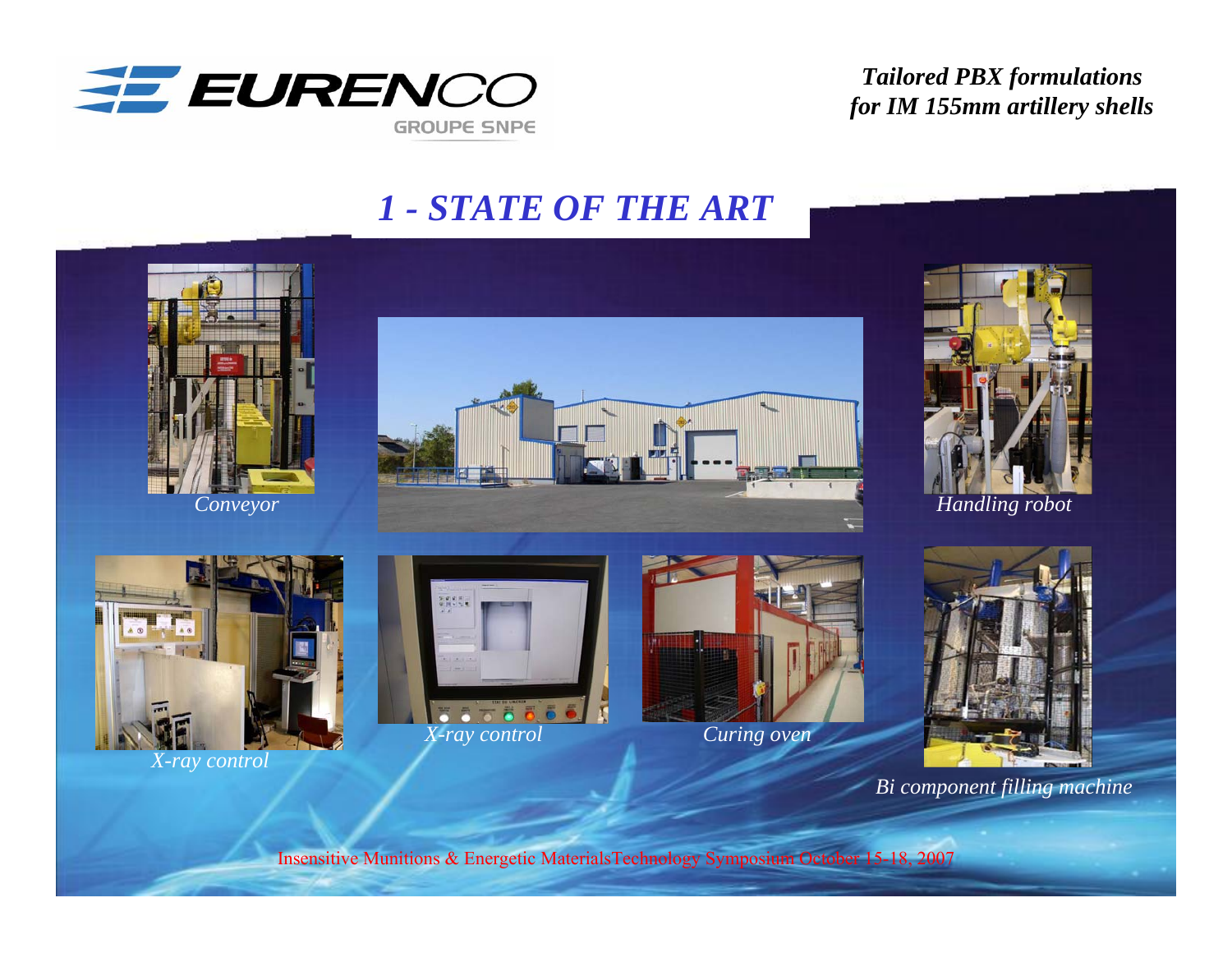# 1 - STATE OF THE ART

*Conveyor*

*Handling robot*

*X-ray control*

*X-ray control*

*Curing oven*

*Bi component filling machine*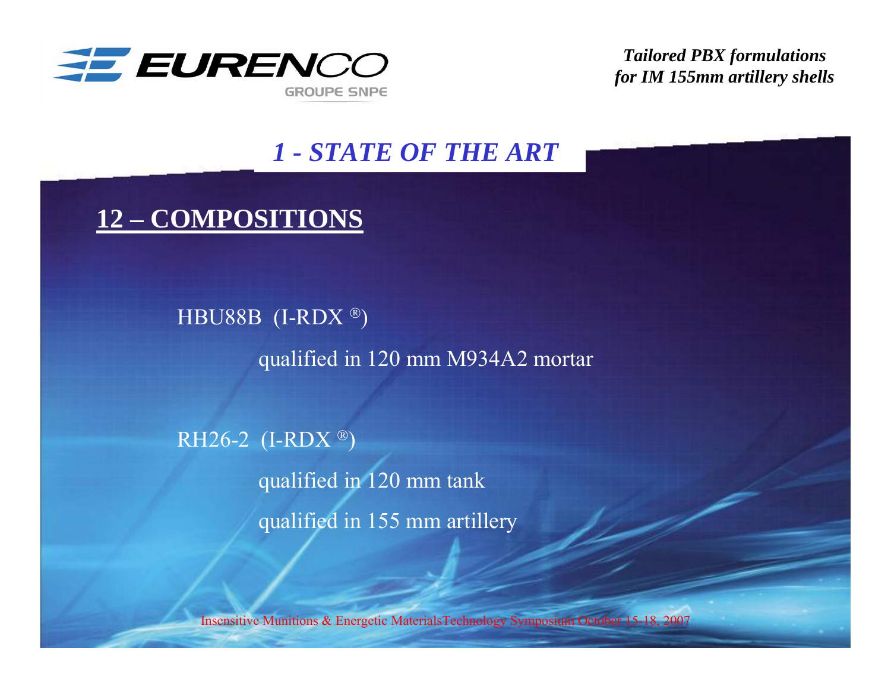# 1 - STATE OF THE ART

## 12 – COMPOSITIONS

HBU88B (I-RDX ®)

qualified in 120 mm M934A2 mortar

RH26-2 (I-RDX ®)

qualified in 120 mm tank

qualified in 155 mm artillery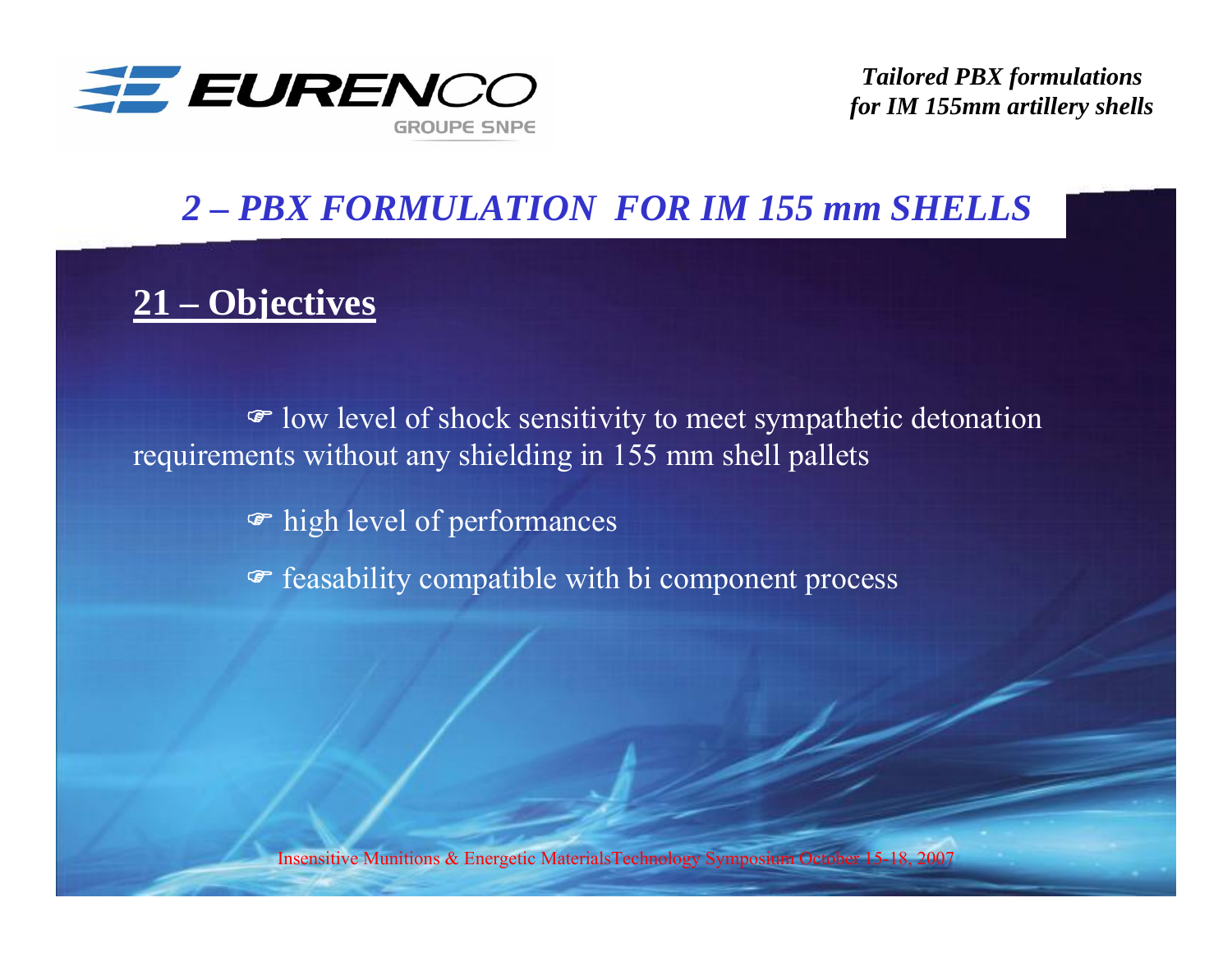## 2 – PBX FORMULATION FOR IM 155 mm SHELLS

### 21 – Objectives

- ☞ low level of shock sensitivity to meet sympathetic detonation requirements without any shielding in 155 mm shell pallets
- ☞ high level of performances
- ☞ feasability compatible with bi component process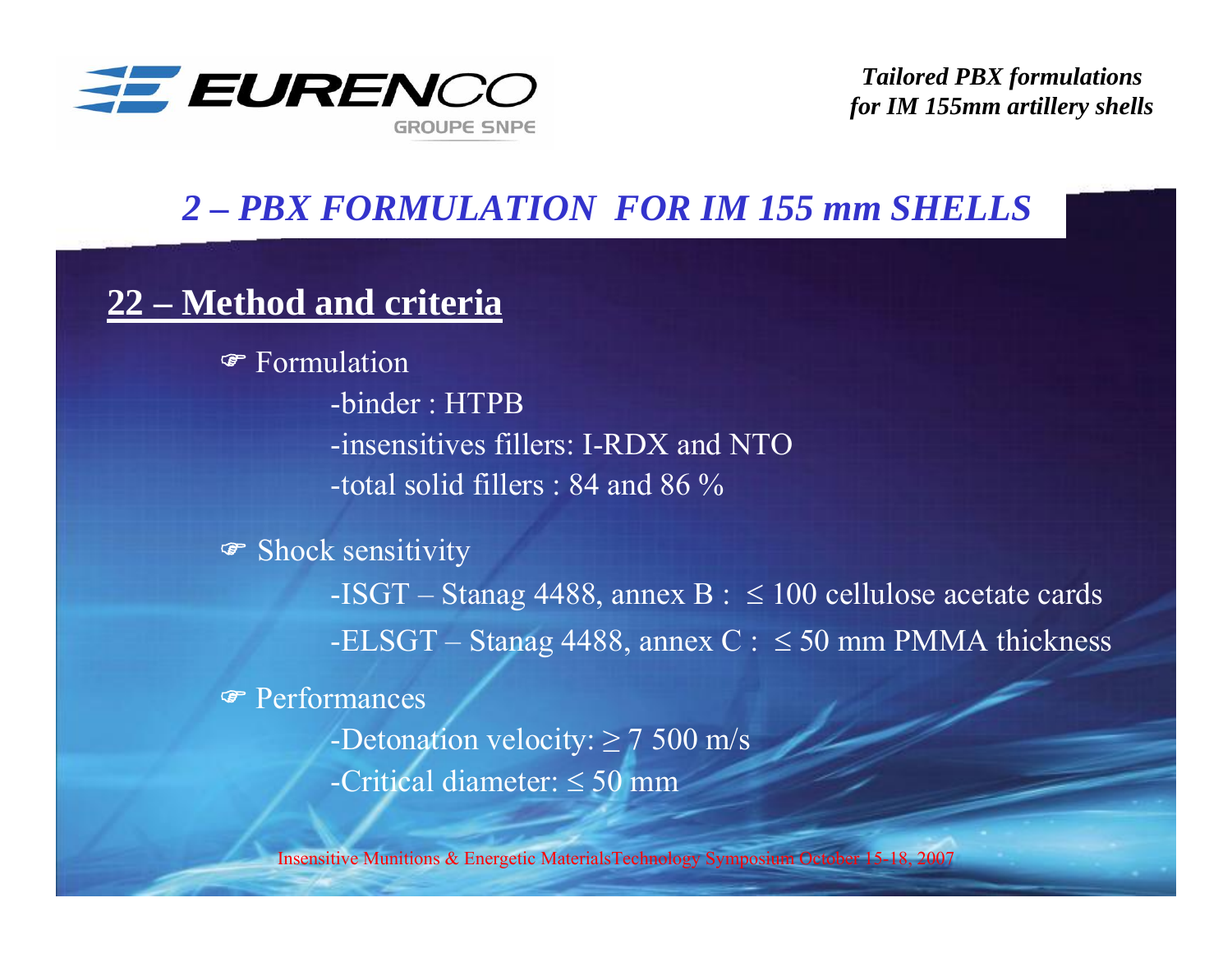## 2 – PBX FORMULATION FOR IM 155 mm SHELLS

### 22 – Method and criteria

- Formulation
  - -binder : HTPB
  - -insensitives fillers: I-RDX and NTO
  - -total solid fillers : 84 and 86 %
- Shock sensitivity
  - -ISGT – Stanag 4488, annex B : ≤ 100 cellulose acetate cards
  - -ELSGT – Stanag 4488, annex C : ≤ 50 mm PMMA thickness
- Performances
  - -Detonation velocity: ≥ 7 500 m/s
  - -Critical diameter: ≤ 50 mm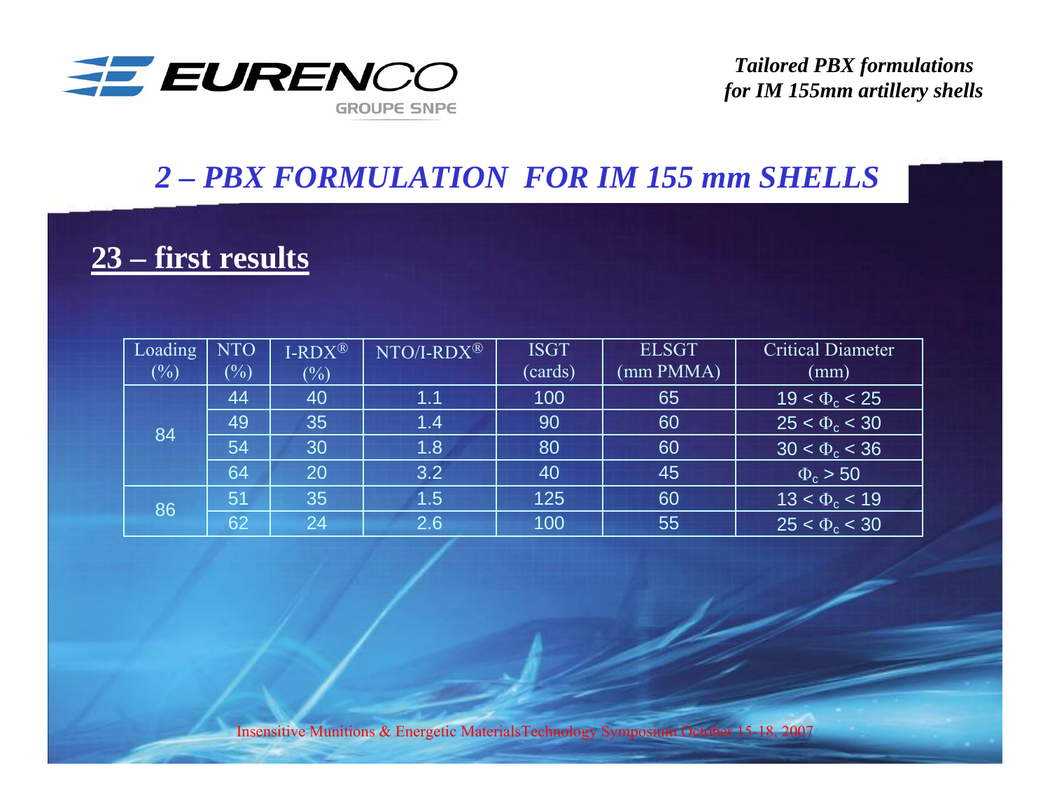## 2 – PBX FORMULATION FOR IM 155 mm SHELLS

### 23 – first results

| Loading (%) | NTO (%) | I-RDX® (%) | NTO/I-RDX® | ISGT (cards) | ELSGT (mm PMMA) | Critical Diameter (mm) |
|---|---|---|---|---|---|---|
| 84 | 44 | 40 | 1.1 | 100 | 65 | $19 < \Phi_c < 25$ |
| | 49 | 35 | 1.4 | 90 | 60 | $25 < \Phi_c < 30$ |
| | 54 | 30 | 1.8 | 80 | 60 | $30 < \Phi_c < 36$ |
| | 64 | 20 | 3.2 | 40 | 45 | $\Phi_c > 50$ |
| 86 | 51 | 35 | 1.5 | 125 | 60 | $13 < \Phi_c < 19$ |
| | 62 | 24 | 2.6 | 100 | 55 | $25 < \Phi_c < 30$ |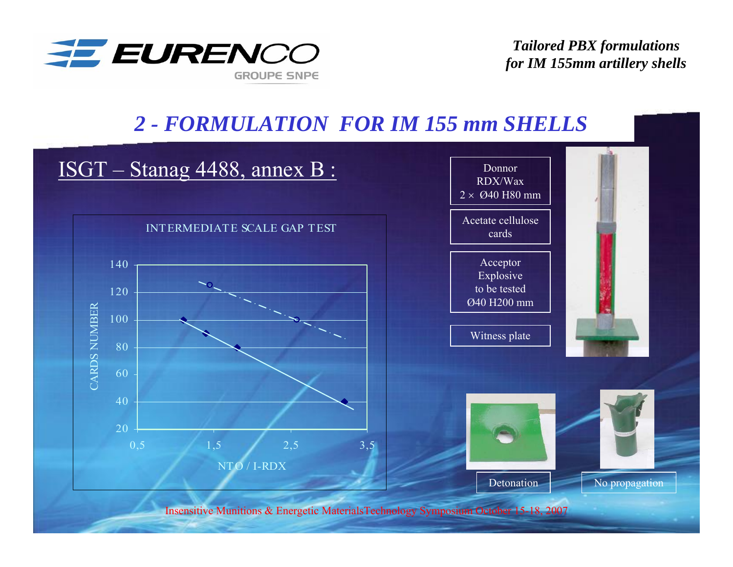## 2 - FORMULATION FOR IM 155 mm SHELLS

### ISGT – Stanag 4488, annex B :

INTERMEDIATE SCALE GAP TEST

CARDS NUMBER

NTO / I-RDX

Donnor RDX/Wax 2 × Ø40 H80 mm

Acetate cellulose cards

Acceptor Explosive to be tested Ø40 H200 mm

Witness plate

Detonation

No propagation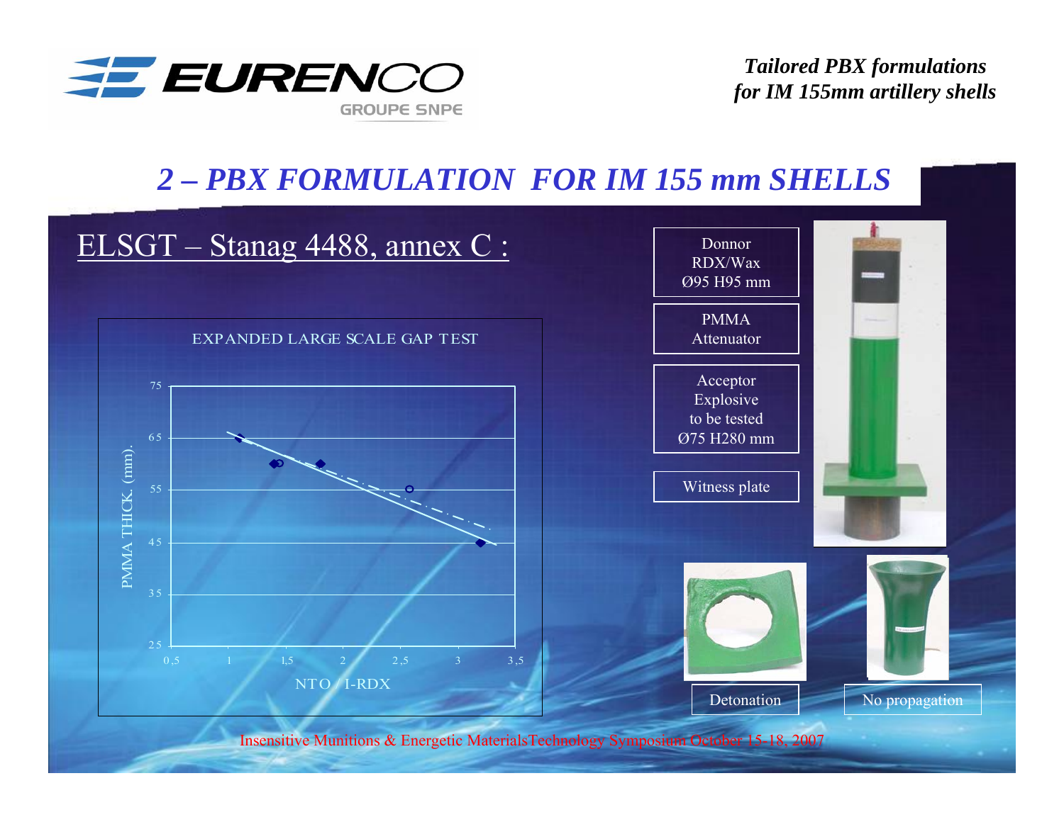## 2 – PBX FORMULATION FOR IM 155 mm SHELLS

ELSGT – Stanag 4488, annex C :

EXPANDED LARGE SCALE GAP TEST

PMMA THICK. (mm) vs NTO / I-RDX

Donnor RDX/Wax Ø95 H95 mm

PMMA Attenuator

Acceptor Explosive to be tested Ø75 H280 mm

Witness plate

Detonation

No propagation

Insensitive Munitions & Energetic Materials Technology Symposium October 15-18, 2007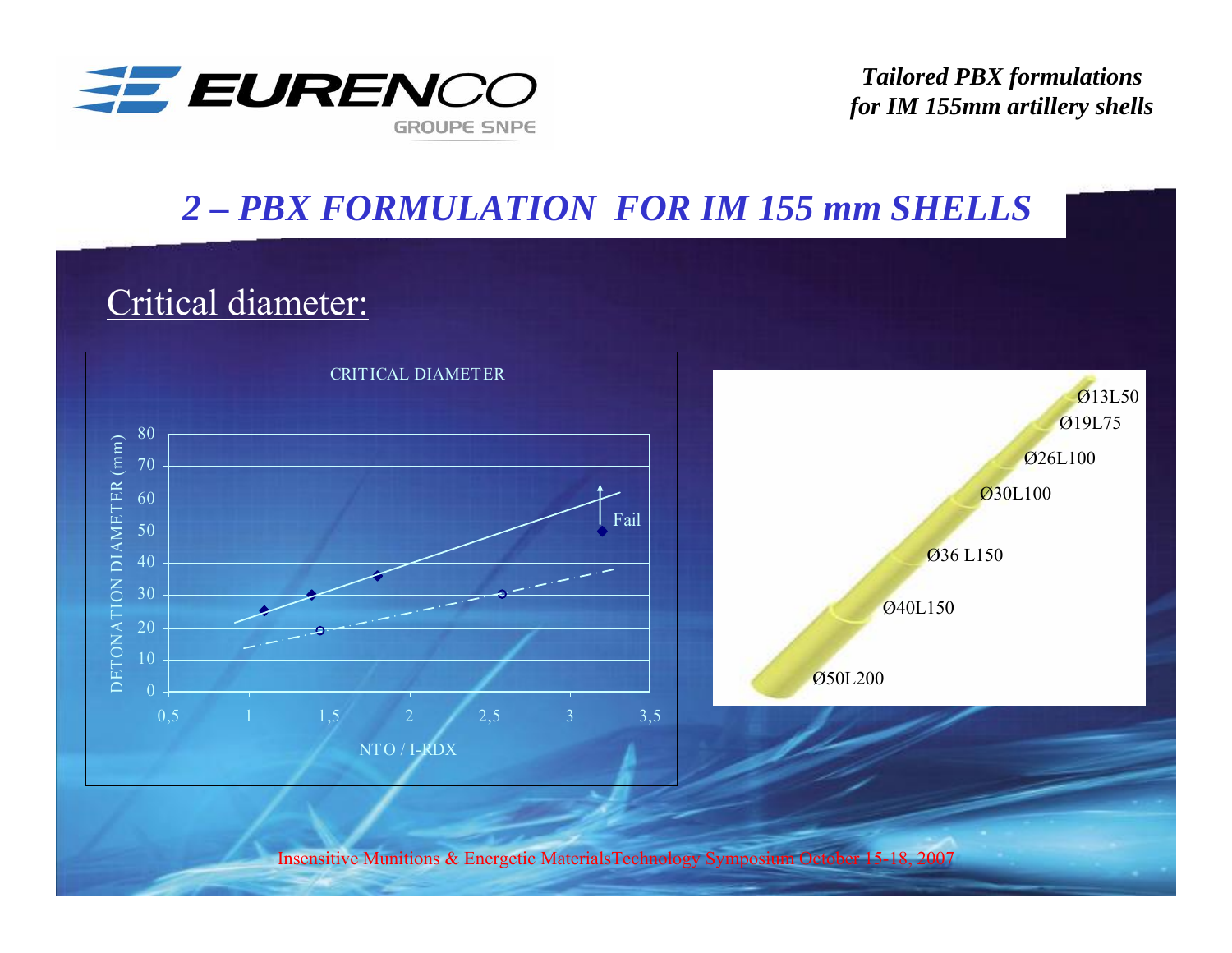## 2 – PBX FORMULATION FOR IM 155 mm SHELLS

### Critical diameter:

CRITICAL DIAMETER

DETONATION DIAMETER (mm)

NTO / I-RDX

Fail

Ø13L50

Ø19L75

Ø26L100

Ø30L100

Ø36 L150

Ø40L150

Ø50L200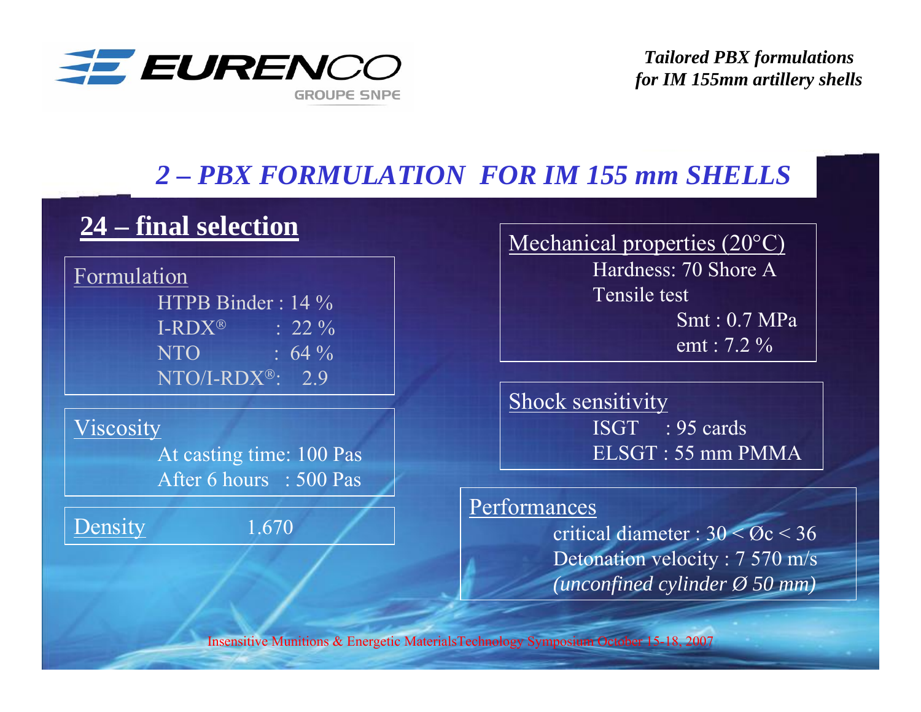## 2 – PBX FORMULATION FOR IM 155 mm SHELLS

### 24 – final selection

**Formulation**

- HTPB Binder : 14 %
- I-RDX® : 22 %
- NTO : 64 %
- NTO/I-RDX®: 2.9

**Viscosity**

- At casting time: 100 Pas
- After 6 hours : 500 Pas

**Density** 1.670

**Mechanical properties (20°C)**

- Hardness: 70 Shore A
- Tensile test
  - Smt : 0.7 MPa
  - emt : 7.2 %

**Shock sensitivity**

- ISGT : 95 cards
- ELSGT : 55 mm PMMA

**Performances**

- critical diameter : 30 < Øc < 36
- Detonation velocity : 7 570 m/s
- *(unconfined cylinder Ø 50 mm)*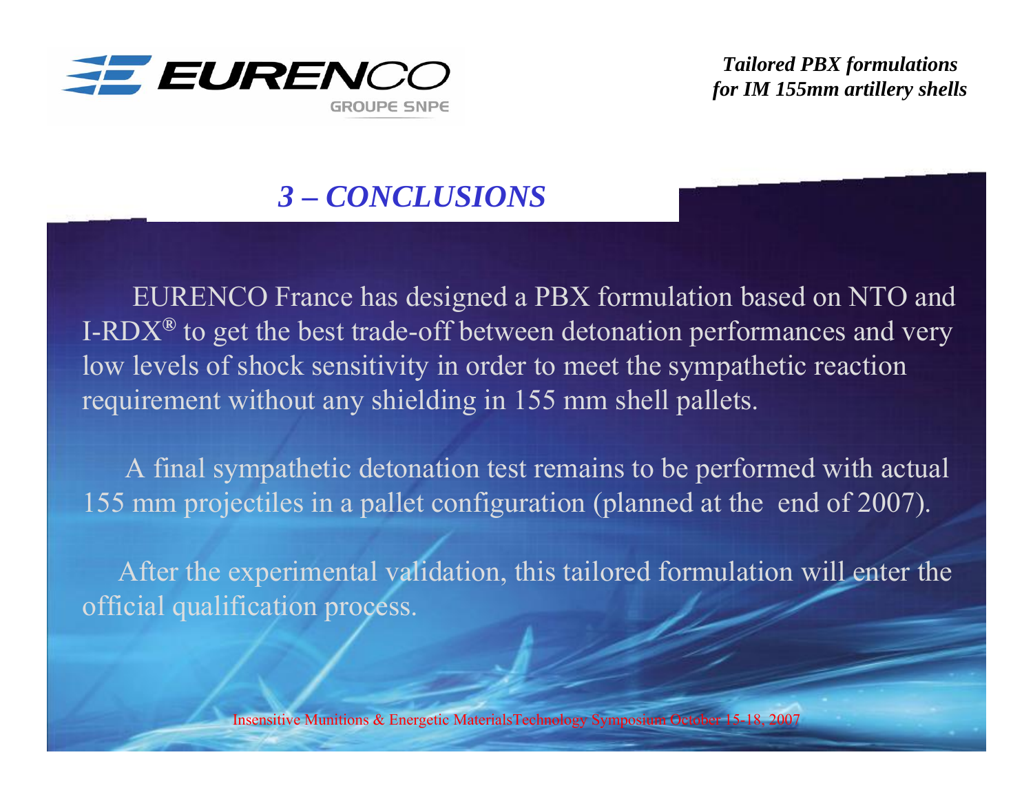## 3 – CONCLUSIONS

EURENCO France has designed a PBX formulation based on NTO and I-RDX® to get the best trade-off between detonation performances and very low levels of shock sensitivity in order to meet the sympathetic reaction requirement without any shielding in 155 mm shell pallets.

A final sympathetic detonation test remains to be performed with actual 155 mm projectiles in a pallet configuration (planned at the end of 2007).

After the experimental validation, this tailored formulation will enter the official qualification process.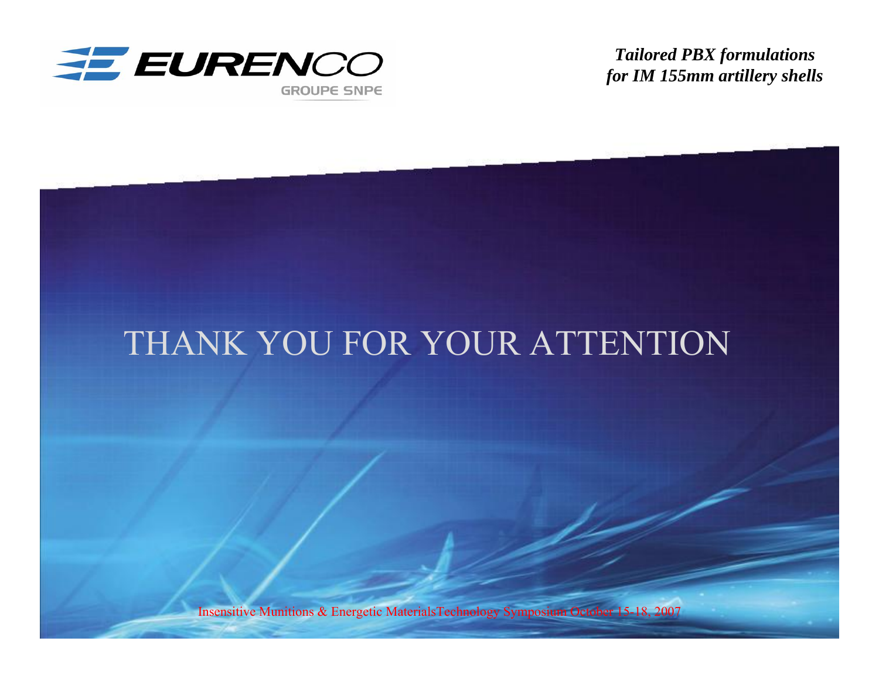# THANK YOU FOR YOUR ATTENTION